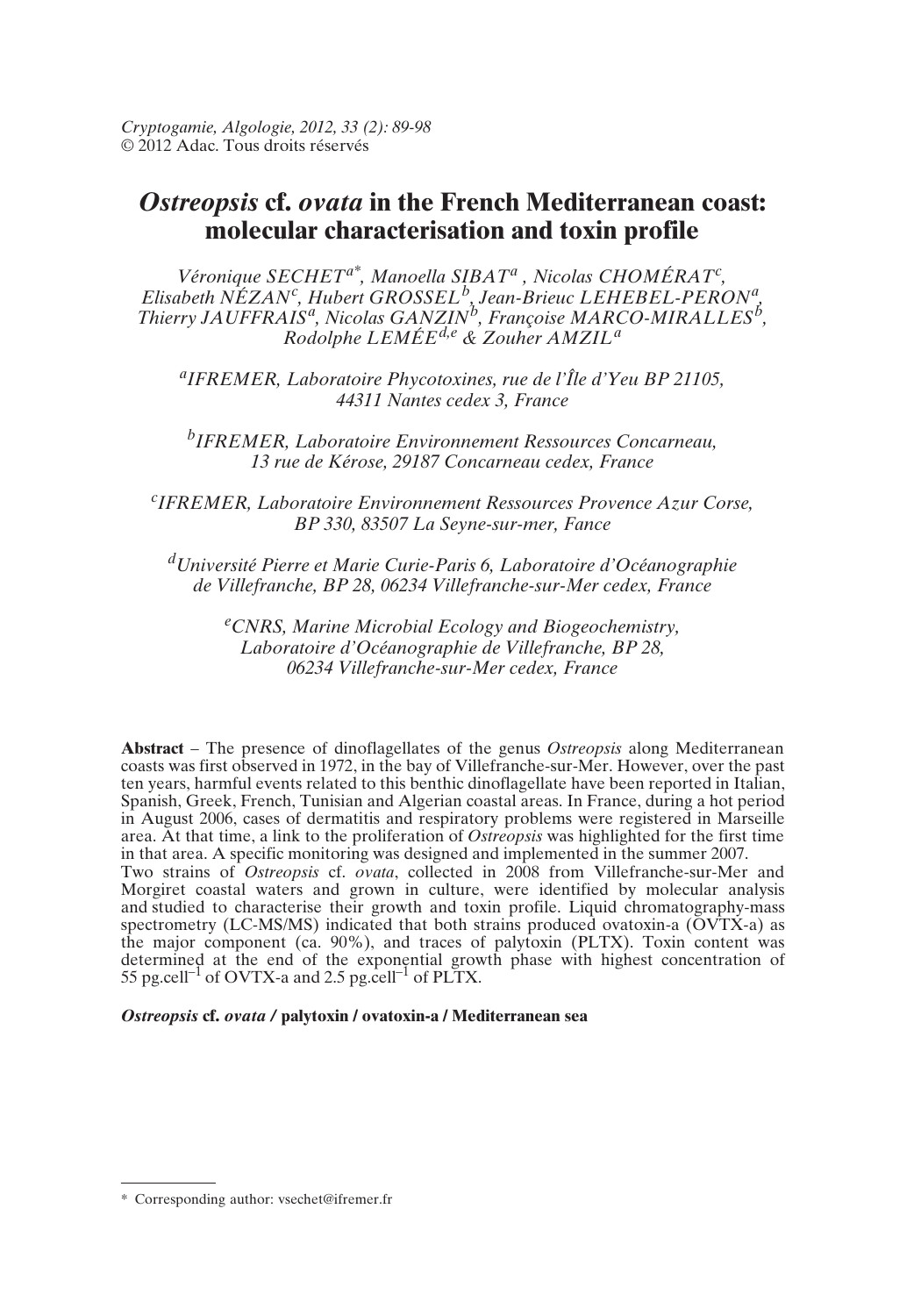Cryptogamie, Algologie, 2012, 33 (2): 89-98
© 2012 Adac. Tous droits réservés

# *Ostreopsis* cf. *ovata* in the French Mediterranean coast: molecular characterisation and toxin profile

*Véronique SECHET[a*], Manoella SIBAT[a], Nicolas CHOMÉRAT[c], Elisabeth NÉZAN[c], Hubert GROSSEL[b], Jean-Brieuc LEHEBEL-PERON[a], Thierry JAUFFRAIS[a], Nicolas GANZIN[b], Françoise MARCO-MIRALLES[b], Rodolphe LEMÉE[d,e] & Zouher AMZIL[a]*

*[a]IFREMER, Laboratoire Phycotoxines, rue de l'Île d'Yeu BP 21105, 44311 Nantes cedex 3, France*

*[b]IFREMER, Laboratoire Environnement Ressources Concarneau, 13 rue de Kérose, 29187 Concarneau cedex, France*

*[c]IFREMER, Laboratoire Environnement Ressources Provence Azur Corse, BP 330, 83507 La Seyne-sur-mer, Fance*

*[d]Université Pierre et Marie Curie-Paris 6, Laboratoire d'Océanographie de Villefranche, BP 28, 06234 Villefranche-sur-Mer cedex, France*

*[e]CNRS, Marine Microbial Ecology and Biogeochemistry, Laboratoire d'Océanographie de Villefranche, BP 28, 06234 Villefranche-sur-Mer cedex, France*

**Abstract** – The presence of dinoflagellates of the genus *Ostreopsis* along Mediterranean coasts was first observed in 1972, in the bay of Villefranche-sur-Mer. However, over the past ten years, harmful events related to this benthic dinoflagellate have been reported in Italian, Spanish, Greek, French, Tunisian and Algerian coastal areas. In France, during a hot period in August 2006, cases of dermatitis and respiratory problems were registered in Marseille area. At that time, a link to the proliferation of *Ostreopsis* was highlighted for the first time in that area. A specific monitoring was designed and implemented in the summer 2007.
Two strains of *Ostreopsis* cf. *ovata*, collected in 2008 from Villefranche-sur-Mer and Morgiret coastal waters and grown in culture, were identified by molecular analysis and studied to characterise their growth and toxin profile. Liquid chromatography-mass spectrometry (LC-MS/MS) indicated that both strains produced ovatoxin-a (OVTX-a) as the major component (ca. 90%), and traces of palytoxin (PLTX). Toxin content was determined at the end of the exponential growth phase with highest concentration of 55 pg.cell$^{-1}$ of OVTX-a and 2.5 pg.cell$^{-1}$ of PLTX.

***Ostreopsis* cf. *ovata* / palytoxin / ovatoxin-a / Mediterranean sea**

---

* Corresponding author: vsechet@ifremer.fr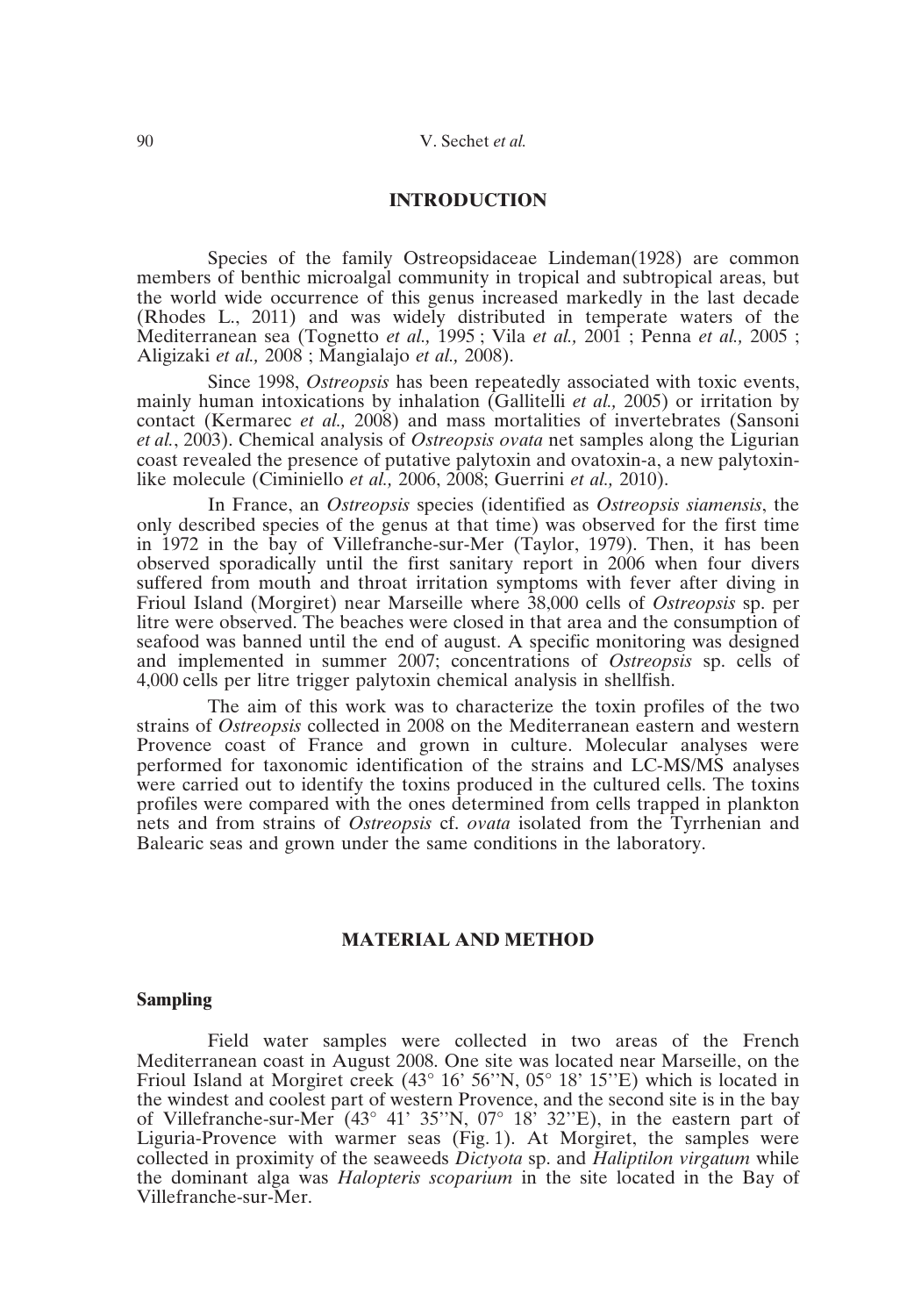## INTRODUCTION

Species of the family Ostreopsidaceae Lindeman(1928) are common members of benthic microalgal community in tropical and subtropical areas, but the world wide occurrence of this genus increased markedly in the last decade (Rhodes L., 2011) and was widely distributed in temperate waters of the Mediterranean sea (Tognetto *et al.,* 1995 ; Vila *et al.,* 2001 ; Penna *et al.,* 2005 ; Aligizaki *et al.,* 2008 ; Mangialajo *et al.,* 2008).

Since 1998, *Ostreopsis* has been repeatedly associated with toxic events, mainly human intoxications by inhalation (Gallitelli *et al.,* 2005) or irritation by contact (Kermarec *et al.,* 2008) and mass mortalities of invertebrates (Sansoni *et al.*, 2003). Chemical analysis of *Ostreopsis ovata* net samples along the Ligurian coast revealed the presence of putative palytoxin and ovatoxin-a, a new palytoxin-like molecule (Ciminiello *et al.,* 2006, 2008; Guerrini *et al.,* 2010).

In France, an *Ostreopsis* species (identified as *Ostreopsis siamensis*, the only described species of the genus at that time) was observed for the first time in 1972 in the bay of Villefranche-sur-Mer (Taylor, 1979). Then, it has been observed sporadically until the first sanitary report in 2006 when four divers suffered from mouth and throat irritation symptoms with fever after diving in Frioul Island (Morgiret) near Marseille where 38,000 cells of *Ostreopsis* sp. per litre were observed. The beaches were closed in that area and the consumption of seafood was banned until the end of august. A specific monitoring was designed and implemented in summer 2007; concentrations of *Ostreopsis* sp. cells of 4,000 cells per litre trigger palytoxin chemical analysis in shellfish.

The aim of this work was to characterize the toxin profiles of the two strains of *Ostreopsis* collected in 2008 on the Mediterranean eastern and western Provence coast of France and grown in culture. Molecular analyses were performed for taxonomic identification of the strains and LC-MS/MS analyses were carried out to identify the toxins produced in the cultured cells. The toxins profiles were compared with the ones determined from cells trapped in plankton nets and from strains of *Ostreopsis* cf. *ovata* isolated from the Tyrrhenian and Balearic seas and grown under the same conditions in the laboratory.

## MATERIAL AND METHOD

### Sampling

Field water samples were collected in two areas of the French Mediterranean coast in August 2008. One site was located near Marseille, on the Frioul Island at Morgiret creek (43° 16' 56''N, 05° 18' 15''E) which is located in the windest and coolest part of western Provence, and the second site is in the bay of Villefranche-sur-Mer (43° 41' 35''N, 07° 18' 32''E), in the eastern part of Liguria-Provence with warmer seas (Fig. 1). At Morgiret, the samples were collected in proximity of the seaweeds *Dictyota* sp. and *Haliptilon virgatum* while the dominant alga was *Halopteris scoparium* in the site located in the Bay of Villefranche-sur-Mer.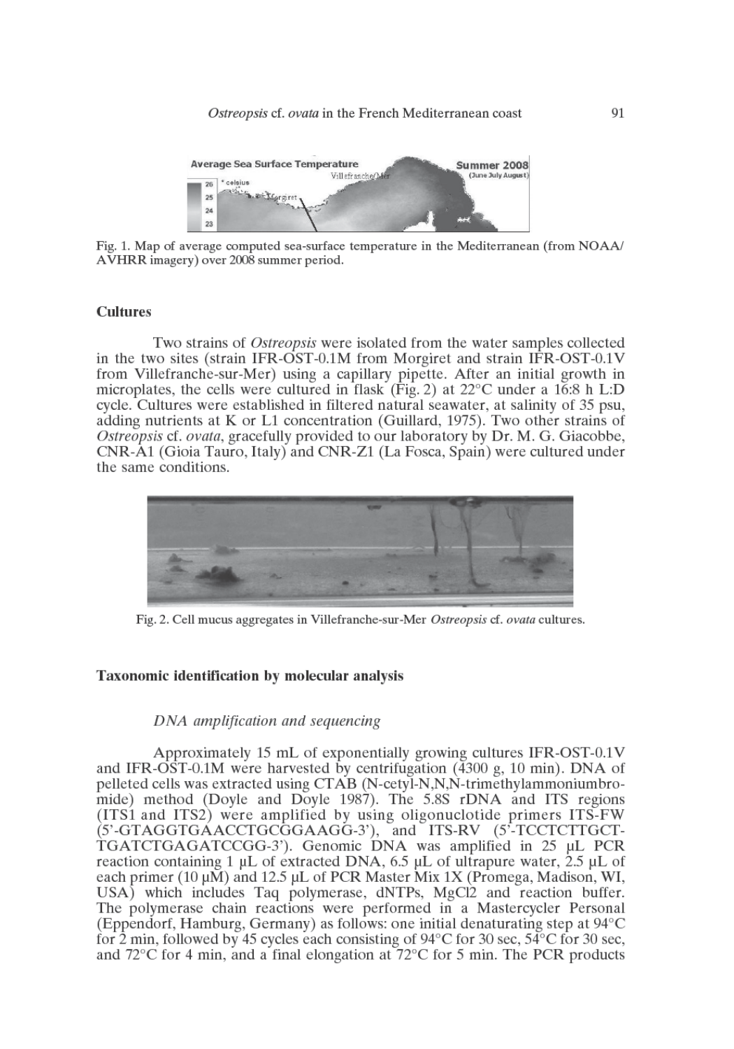Fig. 1. Map of average computed sea-surface temperature in the Mediterranean (from NOAA/AVHRR imagery) over 2008 summer period.

### Cultures

Two strains of *Ostreopsis* were isolated from the water samples collected in the two sites (strain IFR-OST-0.1M from Morgiret and strain IFR-OST-0.1V from Villefranche-sur-Mer) using a capillary pipette. After an initial growth in microplates, the cells were cultured in flask (Fig. 2) at 22°C under a 16:8 h L:D cycle. Cultures were established in filtered natural seawater, at salinity of 35 psu, adding nutrients at K or L1 concentration (Guillard, 1975). Two other strains of *Ostreopsis* cf. *ovata*, gracefully provided to our laboratory by Dr. M. G. Giacobbe, CNR-A1 (Gioia Tauro, Italy) and CNR-Z1 (La Fosca, Spain) were cultured under the same conditions.

Fig. 2. Cell mucus aggregates in Villefranche-sur-Mer *Ostreopsis* cf. *ovata* cultures.

### Taxonomic identification by molecular analysis

#### *DNA amplification and sequencing*

Approximately 15 mL of exponentially growing cultures IFR-OST-0.1V and IFR-OST-0.1M were harvested by centrifugation (4300 g, 10 min). DNA of pelleted cells was extracted using CTAB (N-cetyl-N,N,N-trimethylammoniumbromide) method (Doyle and Doyle 1987). The 5.8S rDNA and ITS regions (ITS1 and ITS2) were amplified by using oligonuclotide primers ITS-FW (5'-GTAGGTGAACCTGCGGAAGG-3'), and ITS-RV (5'-TCCTCTTGCTTGATCTGAGATCCGG-3'). Genomic DNA was amplified in 25 µL PCR reaction containing 1 µL of extracted DNA, 6.5 µL of ultrapure water, 2.5 µL of each primer (10 µM) and 12.5 µL of PCR Master Mix 1X (Promega, Madison, WI, USA) which includes Taq polymerase, dNTPs, $MgCl_2$ and reaction buffer. The polymerase chain reactions were performed in a Mastercycler Personal (Eppendorf, Hamburg, Germany) as follows: one initial denaturating step at 94°C for 2 min, followed by 45 cycles each consisting of 94°C for 30 sec, 54°C for 30 sec, and 72°C for 4 min, and a final elongation at 72°C for 5 min. The PCR products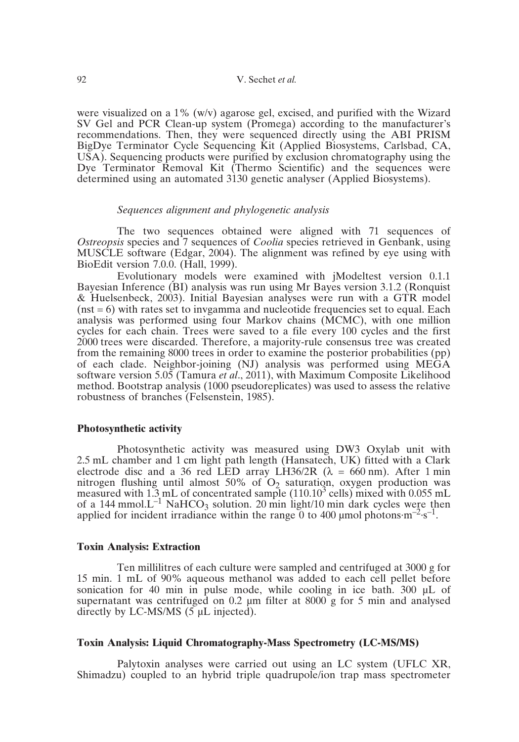were visualized on a 1% (w/v) agarose gel, excised, and purified with the Wizard SV Gel and PCR Clean-up system (Promega) according to the manufacturer's recommendations. Then, they were sequenced directly using the ABI PRISM BigDye Terminator Cycle Sequencing Kit (Applied Biosystems, Carlsbad, CA, USA). Sequencing products were purified by exclusion chromatography using the Dye Terminator Removal Kit (Thermo Scientific) and the sequences were determined using an automated 3130 genetic analyser (Applied Biosystems).

### *Sequences alignment and phylogenetic analysis*

The two sequences obtained were aligned with 71 sequences of *Ostreopsis* species and 7 sequences of *Coolia* species retrieved in Genbank, using MUSCLE software (Edgar, 2004). The alignment was refined by eye using with BioEdit version 7.0.0. (Hall, 1999).

Evolutionary models were examined with jModeltest version 0.1.1 Bayesian Inference (BI) analysis was run using Mr Bayes version 3.1.2 (Ronquist & Huelsenbeck, 2003). Initial Bayesian analyses were run with a GTR model (nst = 6) with rates set to invgamma and nucleotide frequencies set to equal. Each analysis was performed using four Markov chains (MCMC), with one million cycles for each chain. Trees were saved to a file every 100 cycles and the first 2000 trees were discarded. Therefore, a majority-rule consensus tree was created from the remaining 8000 trees in order to examine the posterior probabilities (pp) of each clade. Neighbor-joining (NJ) analysis was performed using MEGA software version 5.05 (Tamura *et al*., 2011), with Maximum Composite Likelihood method. Bootstrap analysis (1000 pseudoreplicates) was used to assess the relative robustness of branches (Felsenstein, 1985).

## **Photosynthetic activity**

Photosynthetic activity was measured using DW3 Oxylab unit with 2.5 mL chamber and 1 cm light path length (Hansatech, UK) fitted with a Clark electrode disc and a 36 red LED array LH36/2R ($\lambda$ = 660 nm). After 1 min nitrogen flushing until almost 50% of $O_2$ saturation, oxygen production was measured with 1.3 mL of concentrated sample ($110.10^3$ cells) mixed with 0.055 mL of a 144 $mmol.L^{-1}$ $NaHCO_3$ solution. 20 min light/10 min dark cycles were then applied for incident irradiance within the range 0 to 400 µmol photons$\cdot m^{-2} \cdot s^{-1}$.

## **Toxin Analysis: Extraction**

Ten millilitres of each culture were sampled and centrifuged at 3000 g for 15 min. 1 mL of 90% aqueous methanol was added to each cell pellet before sonication for 40 min in pulse mode, while cooling in ice bath. 300 µL of supernatant was centrifuged on 0.2 µm filter at 8000 g for 5 min and analysed directly by LC-MS/MS (5 µL injected).

## **Toxin Analysis: Liquid Chromatography-Mass Spectrometry (LC-MS/MS)**

Palytoxin analyses were carried out using an LC system (UFLC XR, Shimadzu) coupled to an hybrid triple quadrupole/ion trap mass spectrometer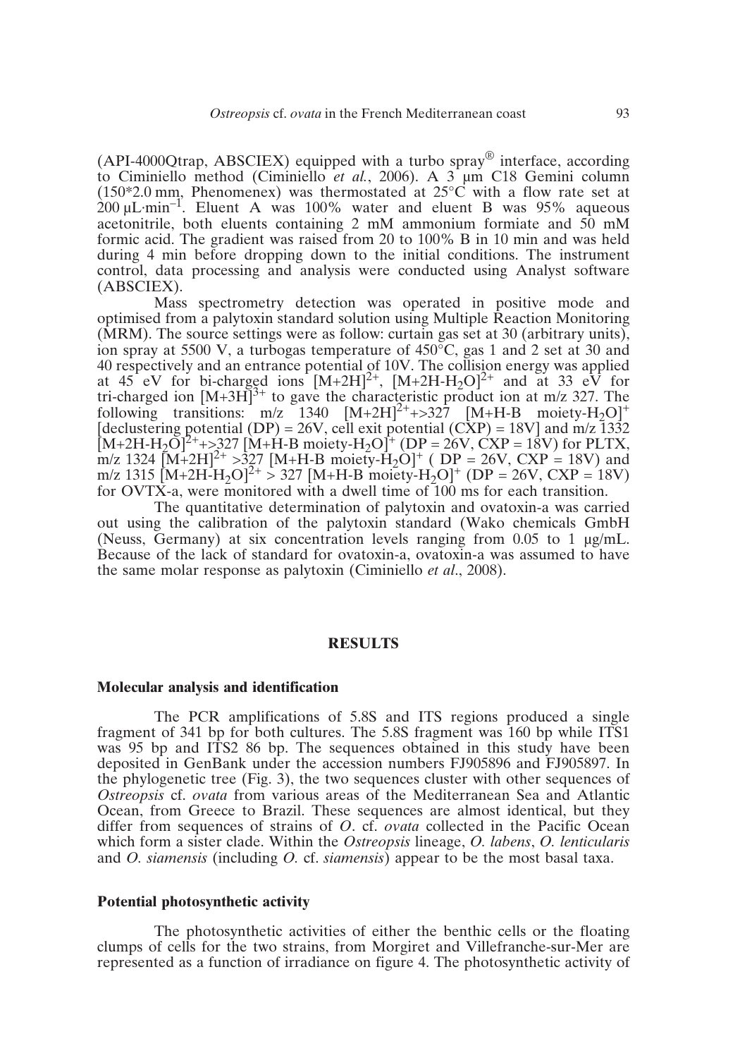(API-4000Qtrap, ABSCIEX) equipped with a turbo spray® interface, according to Ciminiello method (Ciminiello *et al.*, 2006). A 3 μm C18 Gemini column (150*2.0 mm, Phenomenex) was thermostated at 25°C with a flow rate set at 200 μL·min$^{-1}$. Eluent A was 100% water and eluent B was 95% aqueous acetonitrile, both eluents containing 2 mM ammonium formiate and 50 mM formic acid. The gradient was raised from 20 to 100% B in 10 min and was held during 4 min before dropping down to the initial conditions. The instrument control, data processing and analysis were conducted using Analyst software (ABSCIEX).

Mass spectrometry detection was operated in positive mode and optimised from a palytoxin standard solution using Multiple Reaction Monitoring (MRM). The source settings were as follow: curtain gas set at 30 (arbitrary units), ion spray at 5500 V, a turbogas temperature of 450°C, gas 1 and 2 set at 30 and 40 respectively and an entrance potential of 10V. The collision energy was applied at 45 eV for bi-charged ions $[M+2H]^{2+}$, $[M+2H-H_2O]^{2+}$ and at 33 eV for tri-charged ion $[M+3H]^{3+}$ to gave the characteristic product ion at m/z 327. The following transitions: m/z 1340 $[M+2H]^{2+}$+>327 $[M+H\text{-}B\ moiety\text{-}H_2O]^{+}$ [declustering potential (DP) = 26V, cell exit potential (CXP) = 18V] and m/z 1332 $[M+2H-H_2O]^{2+}$+>327 $[M+H\text{-}B\ moiety\text{-}H_2O]^{+}$ (DP = 26V, CXP = 18V) for PLTX, m/z 1324 $[M+2H]^{2+}$ >327 $[M+H\text{-}B\ moiety\text{-}H_2O]^{+}$ ( DP = 26V, CXP = 18V) and m/z 1315 $[M+2H-H_2O]^{2+}$ > 327 $[M+H\text{-}B\ moiety\text{-}H_2O]^{+}$ (DP = 26V, CXP = 18V) for OVTX-a, were monitored with a dwell time of 100 ms for each transition.

The quantitative determination of palytoxin and ovatoxin-a was carried out using the calibration of the palytoxin standard (Wako chemicals GmbH (Neuss, Germany) at six concentration levels ranging from 0.05 to 1 μg/mL. Because of the lack of standard for ovatoxin-a, ovatoxin-a was assumed to have the same molar response as palytoxin (Ciminiello *et al.*, 2008).

## RESULTS

### Molecular analysis and identification

The PCR amplifications of 5.8S and ITS regions produced a single fragment of 341 bp for both cultures. The 5.8S fragment was 160 bp while ITS1 was 95 bp and ITS2 86 bp. The sequences obtained in this study have been deposited in GenBank under the accession numbers FJ905896 and FJ905897. In the phylogenetic tree (Fig. 3), the two sequences cluster with other sequences of *Ostreopsis* cf. *ovata* from various areas of the Mediterranean Sea and Atlantic Ocean, from Greece to Brazil. These sequences are almost identical, but they differ from sequences of strains of *O*. cf. *ovata* collected in the Pacific Ocean which form a sister clade. Within the *Ostreopsis* lineage, *O. labens*, *O. lenticularis* and *O. siamensis* (including *O.* cf. *siamensis*) appear to be the most basal taxa.

### Potential photosynthetic activity

The photosynthetic activities of either the benthic cells or the floating clumps of cells for the two strains, from Morgiret and Villefranche-sur-Mer are represented as a function of irradiance on figure 4. The photosynthetic activity of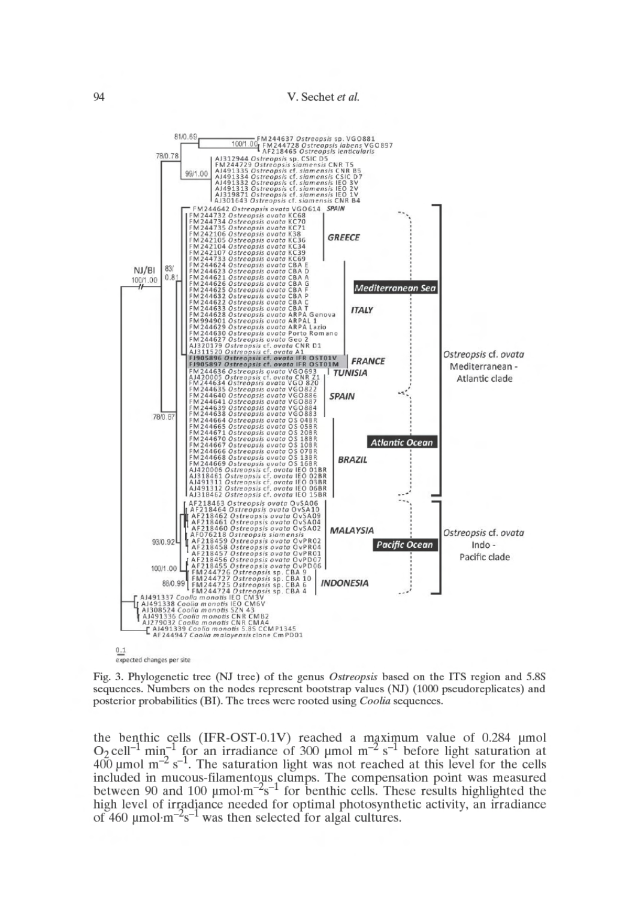Fig. 3. Phylogenetic tree (NJ tree) of the genus *Ostreopsis* based on the ITS region and 5.8S sequences. Numbers on the nodes represent bootstrap values (NJ) (1000 pseudoreplicates) and posterior probabilities (BI). The trees were rooted using *Coolia* sequences.

the benthic cells (IFR-OST-0.1V) reached a maximum value of 0.284 µmol $O_2$ cell$^{-1}$ min$^{-1}$ for an irradiance of 300 µmol m$^{-2}$ s$^{-1}$ before light saturation at 400 µmol m$^{-2}$ s$^{-1}$. The saturation light was not reached at this level for the cells included in mucous-filamentous clumps. The compensation point was measured between 90 and 100 µmol·m$^{-2}$s$^{-1}$ for benthic cells. These results highlighted the high level of irradiance needed for optimal photosynthetic activity, an irradiance of 460 µmol·m$^{-2}$s$^{-1}$ was then selected for algal cultures.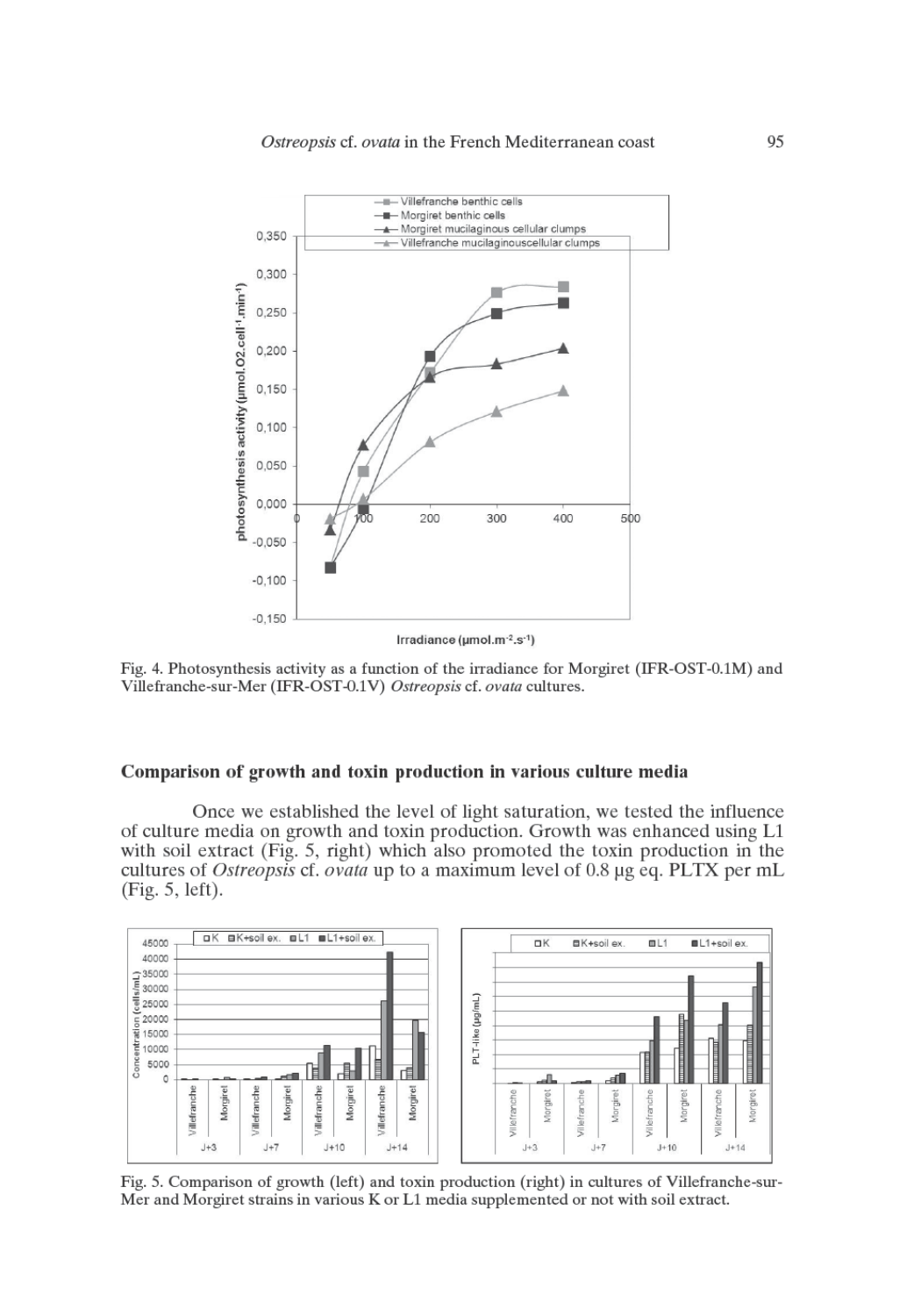Fig. 4. Photosynthesis activity as a function of the irradiance for Morgiret (IFR-OST-0.1M) and Villefranche-sur-Mer (IFR-OST-0.1V) *Ostreopsis* cf. *ovata* cultures.

## Comparison of growth and toxin production in various culture media

Once we established the level of light saturation, we tested the influence of culture media on growth and toxin production. Growth was enhanced using L1 with soil extract (Fig. 5, right) which also promoted the toxin production in the cultures of *Ostreopsis* cf. *ovata* up to a maximum level of 0.8 µg eq. PLTX per mL (Fig. 5, left).

Fig. 5. Comparison of growth (left) and toxin production (right) in cultures of Villefranche-sur-Mer and Morgiret strains in various K or L1 media supplemented or not with soil extract.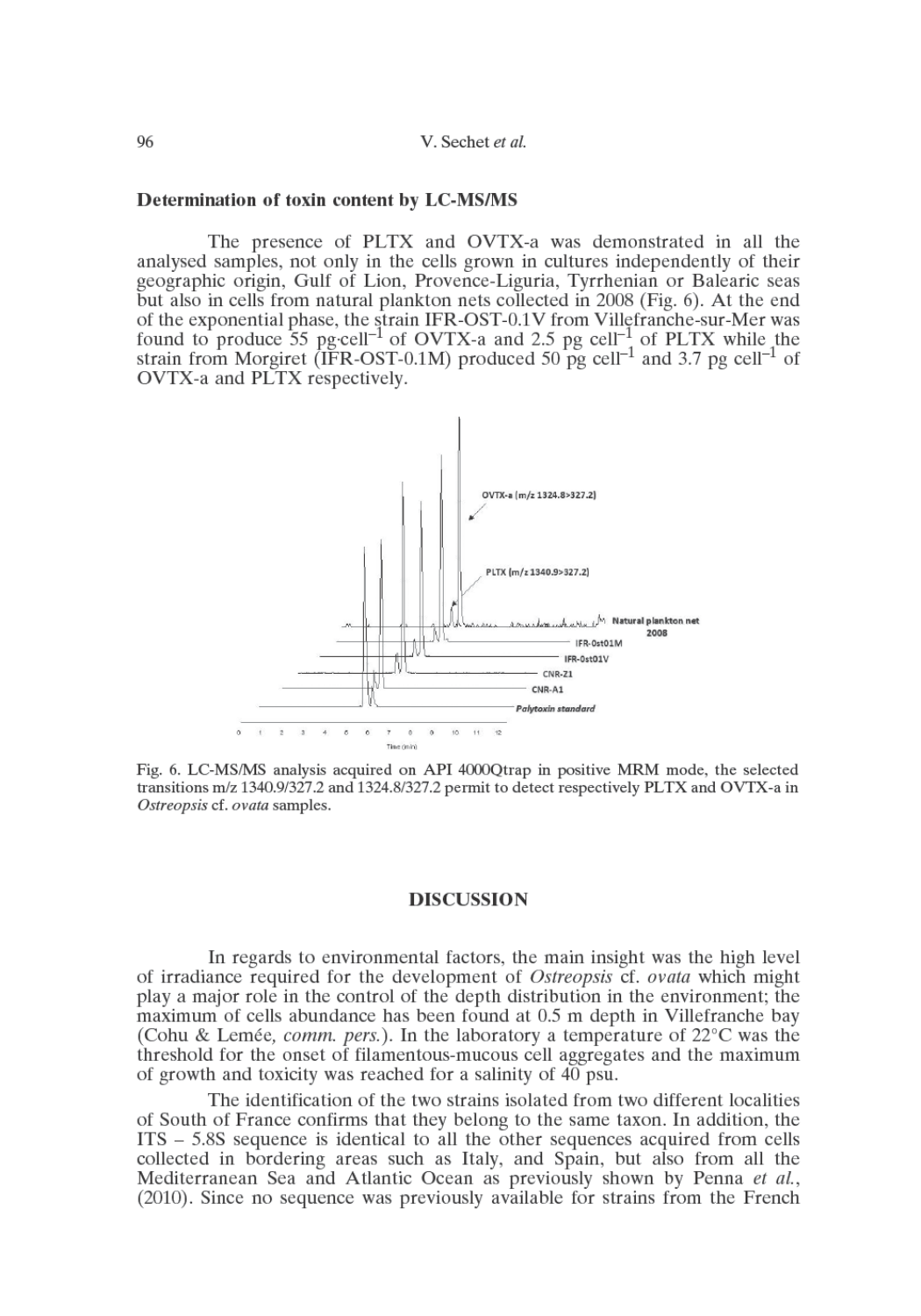### Determination of toxin content by LC-MS/MS

The presence of PLTX and OVTX-a was demonstrated in all the analysed samples, not only in the cells grown in cultures independently of their geographic origin, Gulf of Lion, Provence-Liguria, Tyrrhenian or Balearic seas but also in cells from natural plankton nets collected in 2008 (Fig. 6). At the end of the exponential phase, the strain IFR-OST-0.1V from Villefranche-sur-Mer was found to produce 55 pg·cell$^{-1}$ of OVTX-a and 2.5 pg cell$^{-1}$ of PLTX while the strain from Morgiret (IFR-OST-0.1M) produced 50 pg cell$^{-1}$ and 3.7 pg cell$^{-1}$ of OVTX-a and PLTX respectively.

Fig. 6. LC-MS/MS analysis acquired on API 4000Qtrap in positive MRM mode, the selected transitions m/z 1340.9/327.2 and 1324.8/327.2 permit to detect respectively PLTX and OVTX-a in *Ostreopsis* cf. *ovata* samples.

## DISCUSSION

In regards to environmental factors, the main insight was the high level of irradiance required for the development of *Ostreopsis* cf. *ovata* which might play a major role in the control of the depth distribution in the environment; the maximum of cells abundance has been found at 0.5 m depth in Villefranche bay (Cohu & Lemée, *comm. pers.*). In the laboratory a temperature of 22°C was the threshold for the onset of filamentous-mucous cell aggregates and the maximum of growth and toxicity was reached for a salinity of 40 psu.

The identification of the two strains isolated from two different localities of South of France confirms that they belong to the same taxon. In addition, the ITS – 5.8S sequence is identical to all the other sequences acquired from cells collected in bordering areas such as Italy, and Spain, but also from all the Mediterranean Sea and Atlantic Ocean as previously shown by Penna *et al.*, (2010). Since no sequence was previously available for strains from the French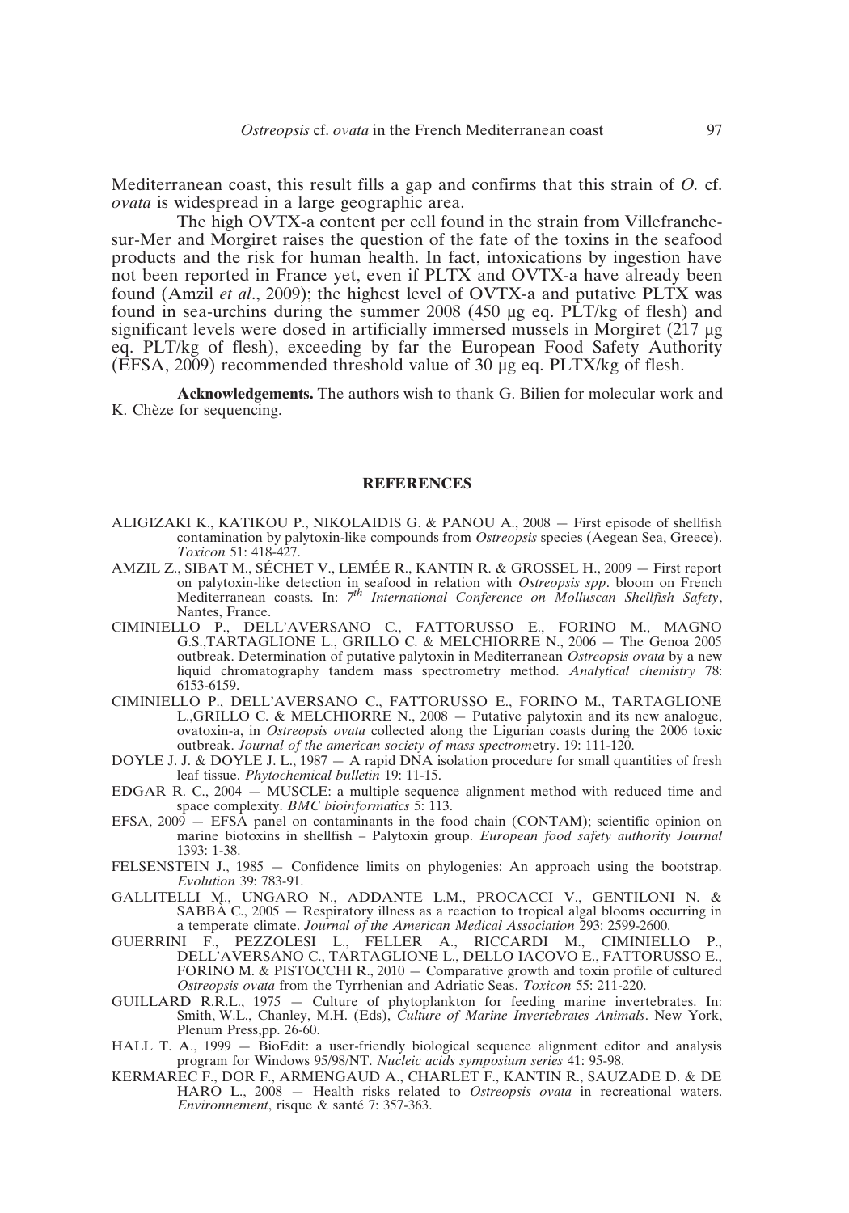Mediterranean coast, this result fills a gap and confirms that this strain of *O.* cf. *ovata* is widespread in a large geographic area.

The high OVTX-a content per cell found in the strain from Villefranche-sur-Mer and Morgiret raises the question of the fate of the toxins in the seafood products and the risk for human health. In fact, intoxications by ingestion have not been reported in France yet, even if PLTX and OVTX-a have already been found (Amzil *et al*., 2009); the highest level of OVTX-a and putative PLTX was found in sea-urchins during the summer 2008 (450 µg eq. PLT/kg of flesh) and significant levels were dosed in artificially immersed mussels in Morgiret (217 µg eq. PLT/kg of flesh), exceeding by far the European Food Safety Authority (EFSA, 2009) recommended threshold value of 30 µg eq. PLTX/kg of flesh.

**Acknowledgements.** The authors wish to thank G. Bilien for molecular work and K. Chèze for sequencing.

## REFERENCES

ALIGIZAKI K., KATIKOU P., NIKOLAIDIS G. & PANOU A., 2008 — First episode of shellfish contamination by palytoxin-like compounds from *Ostreopsis* species (Aegean Sea, Greece). *Toxicon* 51: 418-427.

AMZIL Z., SIBAT M., SÉCHET V., LEMÉE R., KANTIN R. & GROSSEL H., 2009 — First report on palytoxin-like detection in seafood in relation with *Ostreopsis spp*. bloom on French Mediterranean coasts. In: *7th International Conference on Molluscan Shellfish Safety*, Nantes, France.

CIMINIELLO P., DELL'AVERSANO C., FATTORUSSO E., FORINO M., MAGNO G.S.,TARTAGLIONE L., GRILLO C. & MELCHIORRE N., 2006 — The Genoa 2005 outbreak. Determination of putative palytoxin in Mediterranean *Ostreopsis ovata* by a new liquid chromatography tandem mass spectrometry method. *Analytical chemistry* 78: 6153-6159.

CIMINIELLO P., DELL'AVERSANO C., FATTORUSSO E., FORINO M., TARTAGLIONE L.,GRILLO C. & MELCHIORRE N., 2008 — Putative palytoxin and its new analogue, ovatoxin-a, in *Ostreopsis ovata* collected along the Ligurian coasts during the 2006 toxic outbreak. *Journal of the american society of mass spectrometry*. 19: 111-120.

DOYLE J. J. & DOYLE J. L., 1987 — A rapid DNA isolation procedure for small quantities of fresh leaf tissue. *Phytochemical bulletin* 19: 11-15.

EDGAR R. C., 2004 — MUSCLE: a multiple sequence alignment method with reduced time and space complexity. *BMC bioinformatics* 5: 113.

EFSA, 2009 — EFSA panel on contaminants in the food chain (CONTAM); scientific opinion on marine biotoxins in shellfish – Palytoxin group. *European food safety authority Journal* 1393: 1-38.

FELSENSTEIN J., 1985 — Confidence limits on phylogenies: An approach using the bootstrap. *Evolution* 39: 783-91.

GALLITELLI M., UNGARO N., ADDANTE L.M., PROCACCI V., GENTILONI N. & SABBÀ C., 2005 — Respiratory illness as a reaction to tropical algal blooms occurring in a temperate climate. *Journal of the American Medical Association* 293: 2599-2600.

GUERRINI F., PEZZOLESI L., FELLER A., RICCARDI M., CIMINIELLO P., DELL'AVERSANO C., TARTAGLIONE L., DELLO IACOVO E., FATTORUSSO E., FORINO M. & PISTOCCHI R., 2010 — Comparative growth and toxin profile of cultured *Ostreopsis ovata* from the Tyrrhenian and Adriatic Seas. *Toxicon* 55: 211-220.

GUILLARD R.R.L., 1975 — Culture of phytoplankton for feeding marine invertebrates. In: Smith, W.L., Chanley, M.H. (Eds), *Culture of Marine Invertebrates Animals*. New York, Plenum Press,pp. 26-60.

HALL T. A., 1999 — BioEdit: a user-friendly biological sequence alignment editor and analysis program for Windows 95/98/NT. *Nucleic acids symposium series* 41: 95-98.

KERMAREC F., DOR F., ARMENGAUD A., CHARLET F., KANTIN R., SAUZADE D. & DE HARO L., 2008 — Health risks related to *Ostreopsis ovata* in recreational waters. *Environnement*, risque & santé 7: 357-363.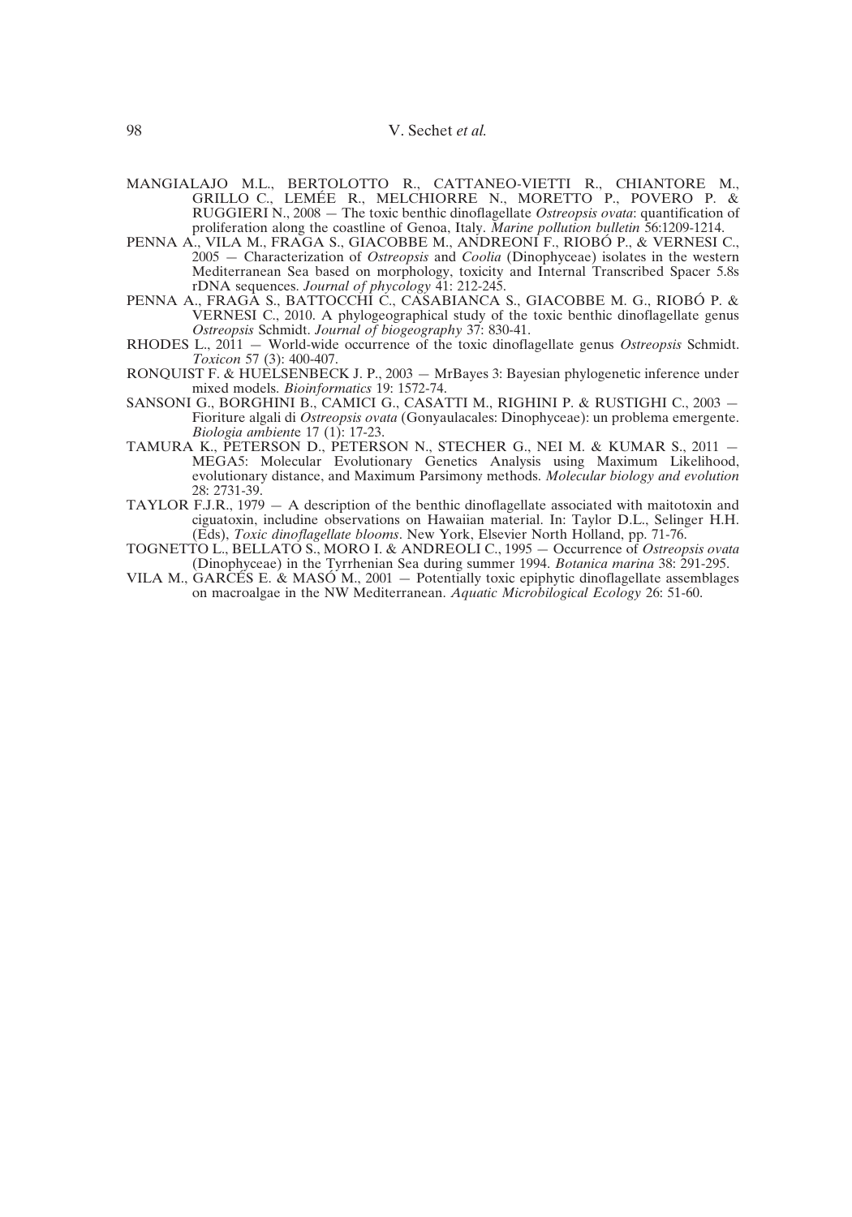MANGIALAJO M.L., BERTOLOTTO R., CATTANEO-VIETTI R., CHIANTORE M., GRILLO C., LEMÉE R., MELCHIORRE N., MORETTO P., POVERO P. & RUGGIERI N., 2008 — The toxic benthic dinoflagellate *Ostreopsis ovata*: quantification of proliferation along the coastline of Genoa, Italy. *Marine pollution bulletin* 56:1209-1214.

PENNA A., VILA M., FRAGA S., GIACOBBE M., ANDREONI F., RIOBÓ P., & VERNESI C., 2005 — Characterization of *Ostreopsis* and *Coolia* (Dinophyceae) isolates in the western Mediterranean Sea based on morphology, toxicity and Internal Transcribed Spacer 5.8s rDNA sequences. *Journal of phycology* 41: 212-245.

PENNA A., FRAGA S., BATTOCCHI C., CASABIANCA S., GIACOBBE M. G., RIOBÓ P. & VERNESI C., 2010. A phylogeographical study of the toxic benthic dinoflagellate genus *Ostreopsis* Schmidt. *Journal of biogeography* 37: 830-41.

RHODES L., 2011 — World-wide occurrence of the toxic dinoflagellate genus *Ostreopsis* Schmidt. *Toxicon* 57 (3): 400-407.

RONQUIST F. & HUELSENBECK J. P., 2003 — MrBayes 3: Bayesian phylogenetic inference under mixed models. *Bioinformatics* 19: 1572-74.

SANSONI G., BORGHINI B., CAMICI G., CASATTI M., RIGHINI P. & RUSTIGHI C., 2003 — Fioriture algali di *Ostreopsis ovata* (Gonyaulacales: Dinophyceae): un problema emergente. *Biologia ambiente* 17 (1): 17-23.

TAMURA K., PETERSON D., PETERSON N., STECHER G., NEI M. & KUMAR S., 2011 — MEGA5: Molecular Evolutionary Genetics Analysis using Maximum Likelihood, evolutionary distance, and Maximum Parsimony methods. *Molecular biology and evolution* 28: 2731-39.

TAYLOR F.J.R., 1979 — A description of the benthic dinoflagellate associated with maitotoxin and ciguatoxin, includine observations on Hawaiian material. In: Taylor D.L., Selinger H.H. (Eds), *Toxic dinoflagellate blooms*. New York, Elsevier North Holland, pp. 71-76.

TOGNETTO L., BELLATO S., MORO I. & ANDREOLI C., 1995 — Occurrence of *Ostreopsis ovata* (Dinophyceae) in the Tyrrhenian Sea during summer 1994. *Botanica marina* 38: 291-295.

VILA M., GARCÉS E. & MASÓ M., 2001 — Potentially toxic epiphytic dinoflagellate assemblages on macroalgae in the NW Mediterranean. *Aquatic Microbilogical Ecology* 26: 51-60.